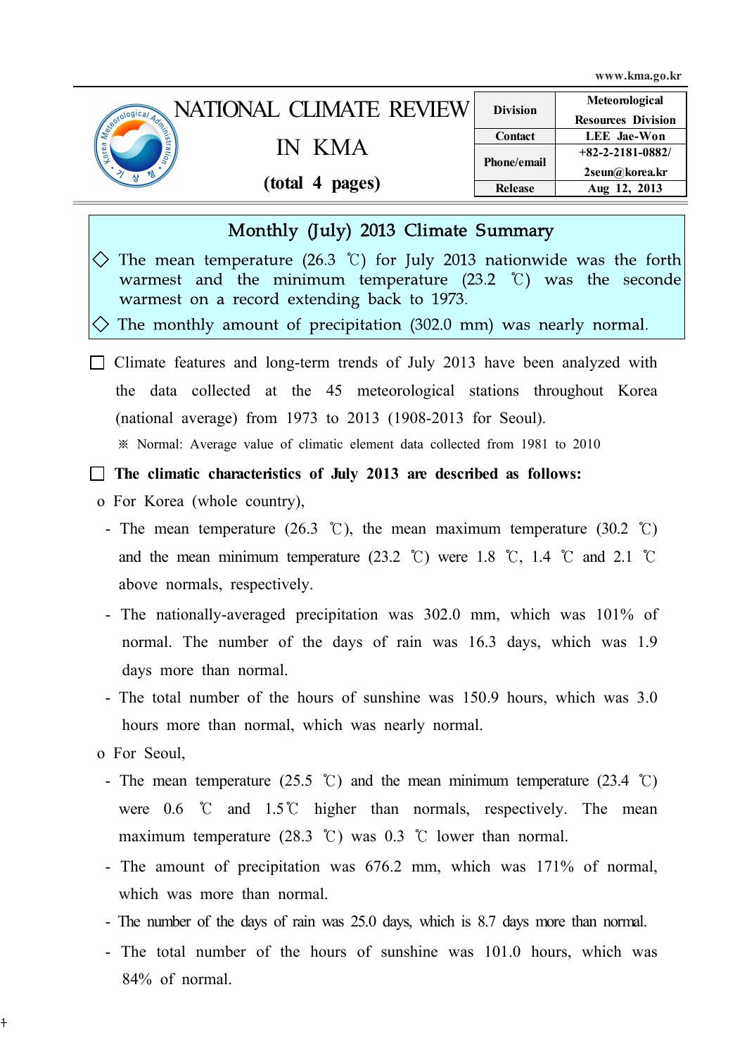www.kma.go.kr

# NATIONAL CLIMATE REVIEW IN KMA

**(total 4 pages)**

| Division | Meteorological Resources Division |
|---|---|
| Contact | LEE Jae-Won |
| Phone/email | +82-2-2181-0882/ 2seun@korea.kr |
| Release | Aug 12, 2013 |

## Monthly (July) 2013 Climate Summary

◇ The mean temperature (26.3 ℃) for July 2013 nationwide was the forth warmest and the minimum temperature (23.2 ℃) was the seconde warmest on a record extending back to 1973.

◇ The monthly amount of precipitation (302.0 mm) was nearly normal.

☐ Climate features and long-term trends of July 2013 have been analyzed with the data collected at the 45 meteorological stations throughout Korea (national average) from 1973 to 2013 (1908-2013 for Seoul).

※ Normal: Average value of climatic element data collected from 1981 to 2010

☐ **The climatic characteristics of July 2013 are described as follows:**

o For Korea (whole country),

- The mean temperature (26.3 ℃), the mean maximum temperature (30.2 ℃) and the mean minimum temperature (23.2 ℃) were 1.8 ℃, 1.4 ℃ and 2.1 ℃ above normals, respectively.
- The nationally-averaged precipitation was 302.0 mm, which was 101% of normal. The number of the days of rain was 16.3 days, which was 1.9 days more than normal.
- The total number of the hours of sunshine was 150.9 hours, which was 3.0 hours more than normal, which was nearly normal.

o For Seoul,

- The mean temperature (25.5 ℃) and the mean minimum temperature (23.4 ℃) were 0.6 ℃ and 1.5℃ higher than normals, respectively. The mean maximum temperature (28.3 ℃) was 0.3 ℃ lower than normal.
- The amount of precipitation was 676.2 mm, which was 171% of normal, which was more than normal.
- The number of the days of rain was 25.0 days, which is 8.7 days more than normal.
- The total number of the hours of sunshine was 101.0 hours, which was 84% of normal.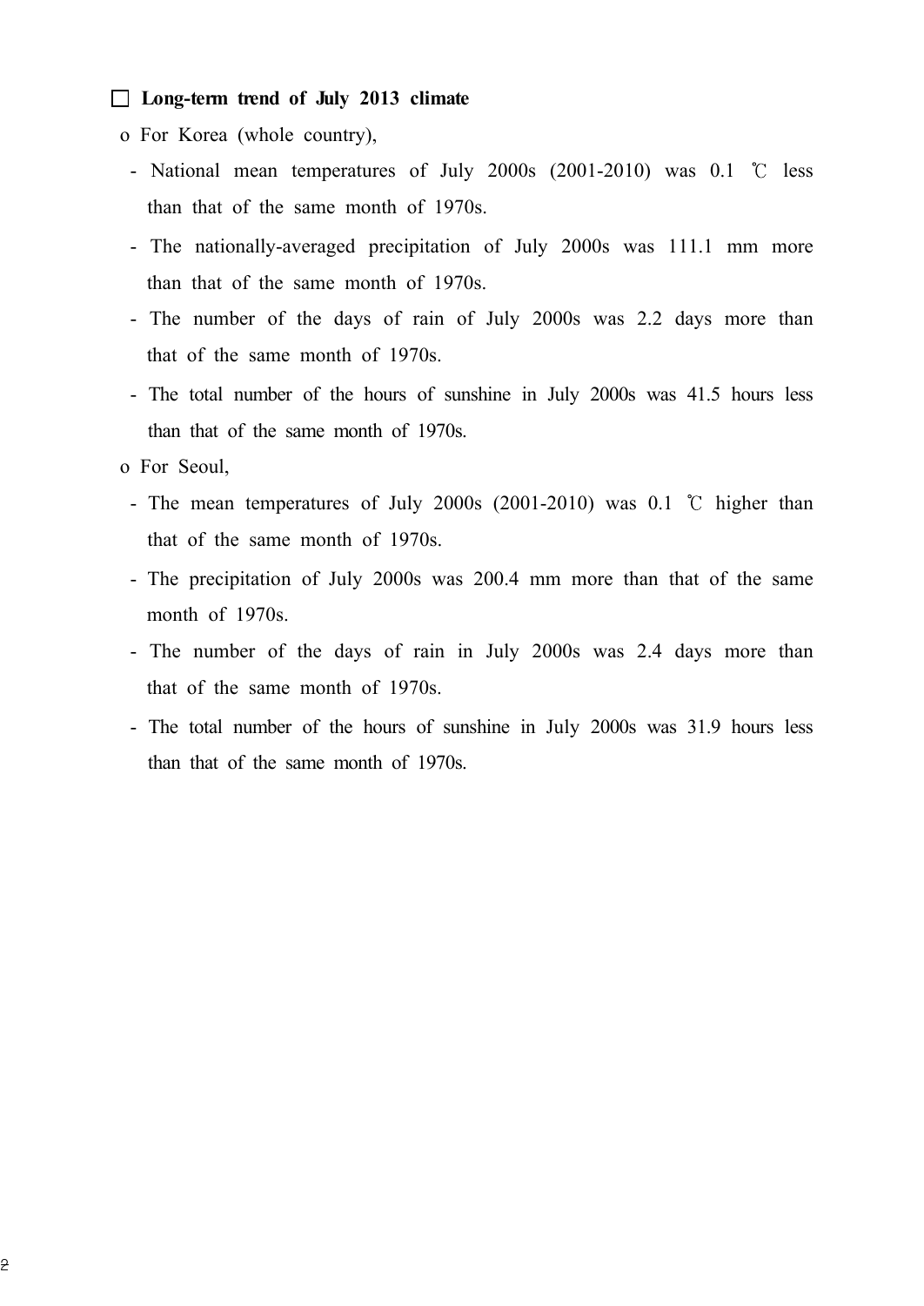## ☐ Long-term trend of July 2013 climate

o For Korea (whole country),

- National mean temperatures of July 2000s (2001-2010) was 0.1 ℃ less than that of the same month of 1970s.
- The nationally-averaged precipitation of July 2000s was 111.1 mm more than that of the same month of 1970s.
- The number of the days of rain of July 2000s was 2.2 days more than that of the same month of 1970s.
- The total number of the hours of sunshine in July 2000s was 41.5 hours less than that of the same month of 1970s.

o For Seoul,

- The mean temperatures of July 2000s (2001-2010) was 0.1 ℃ higher than that of the same month of 1970s.
- The precipitation of July 2000s was 200.4 mm more than that of the same month of 1970s.
- The number of the days of rain in July 2000s was 2.4 days more than that of the same month of 1970s.
- The total number of the hours of sunshine in July 2000s was 31.9 hours less than that of the same month of 1970s.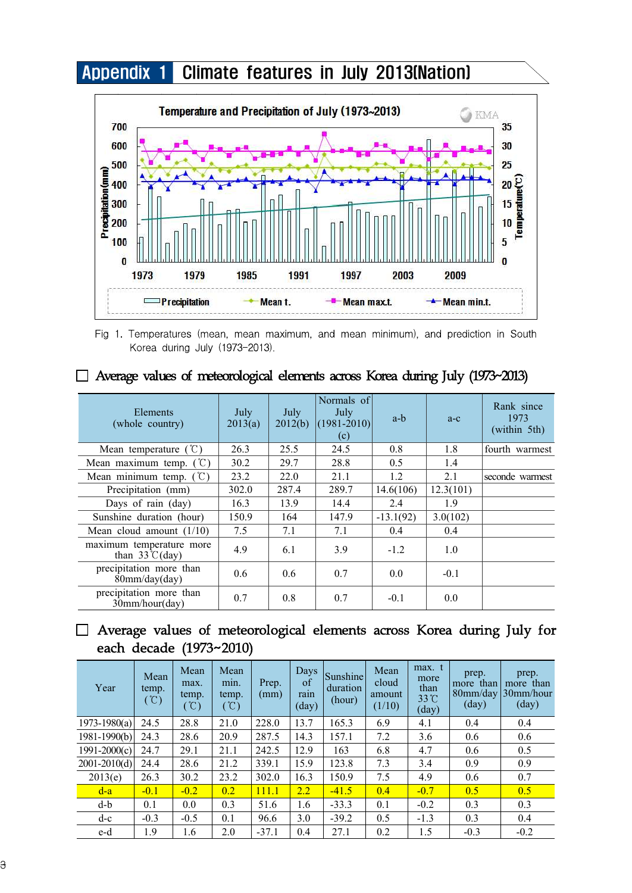# Appendix 1 Climate features in July 2013(Nation)

Fig 1. Temperatures (mean, mean maximum, and mean minimum), and prediction in South Korea during July (1973-2013).

☐ Average values of meteorological elements across Korea during July (1973~2013)

| Elements (whole country) | July 2013(a) | July 2012(b) | Normals of July (1981-2010) (c) | a-b | a-c | Rank since 1973 (within 5th) |
|---|---|---|---|---|---|---|
| Mean temperature (℃) | 26.3 | 25.5 | 24.5 | 0.8 | 1.8 | fourth warmest |
| Mean maximum temp. (℃) | 30.2 | 29.7 | 28.8 | 0.5 | 1.4 | |
| Mean minimum temp. (℃) | 23.2 | 22.0 | 21.1 | 1.2 | 2.1 | seconde warmest |
| Precipitation (mm) | 302.0 | 287.4 | 289.7 | 14.6(106) | 12.3(101) | |
| Days of rain (day) | 16.3 | 13.9 | 14.4 | 2.4 | 1.9 | |
| Sunshine duration (hour) | 150.9 | 164 | 147.9 | -13.1(92) | 3.0(102) | |
| Mean cloud amount (1/10) | 7.5 | 7.1 | 7.1 | 0.4 | 0.4 | |
| maximum temperature more than 33℃(day) | 4.9 | 6.1 | 3.9 | -1.2 | 1.0 | |
| precipitation more than 80mm/day(day) | 0.6 | 0.6 | 0.7 | 0.0 | -0.1 | |
| precipitation more than 30mm/hour(day) | 0.7 | 0.8 | 0.7 | -0.1 | 0.0 | |

☐ Average values of meteorological elements across Korea during July for each decade (1973~2010)

| Year | Mean temp. (℃) | Mean max. temp. (℃) | Mean min. temp. (℃) | Prep. (mm) | Days of rain (day) | Sunshine duration (hour) | Mean cloud amount (1/10) | max. t more than 33℃ (day) | prep. more than 80mm/day (day) | prep. more than 30mm/hour (day) |
|---|---|---|---|---|---|---|---|---|---|---|
| 1973-1980(a) | 24.5 | 28.8 | 21.0 | 228.0 | 13.7 | 165.3 | 6.9 | 4.1 | 0.4 | 0.4 |
| 1981-1990(b) | 24.3 | 28.6 | 20.9 | 287.5 | 14.3 | 157.1 | 7.2 | 3.6 | 0.6 | 0.6 |
| 1991-2000(c) | 24.7 | 29.1 | 21.1 | 242.5 | 12.9 | 163 | 6.8 | 4.7 | 0.6 | 0.5 |
| 2001-2010(d) | 24.4 | 28.6 | 21.2 | 339.1 | 15.9 | 123.8 | 7.3 | 3.4 | 0.9 | 0.9 |
| 2013(e) | 26.3 | 30.2 | 23.2 | 302.0 | 16.3 | 150.9 | 7.5 | 4.9 | 0.6 | 0.7 |
| d-a | -0.1 | -0.2 | 0.2 | 111.1 | 2.2 | -41.5 | 0.4 | -0.7 | 0.5 | 0.5 |
| d-b | 0.1 | 0.0 | 0.3 | 51.6 | 1.6 | -33.3 | 0.1 | -0.2 | 0.3 | 0.3 |
| d-c | -0.3 | -0.5 | 0.1 | 96.6 | 3.0 | -39.2 | 0.5 | -1.3 | 0.3 | 0.4 |
| e-d | 1.9 | 1.6 | 2.0 | -37.1 | 0.4 | 27.1 | 0.2 | 1.5 | -0.3 | -0.2 |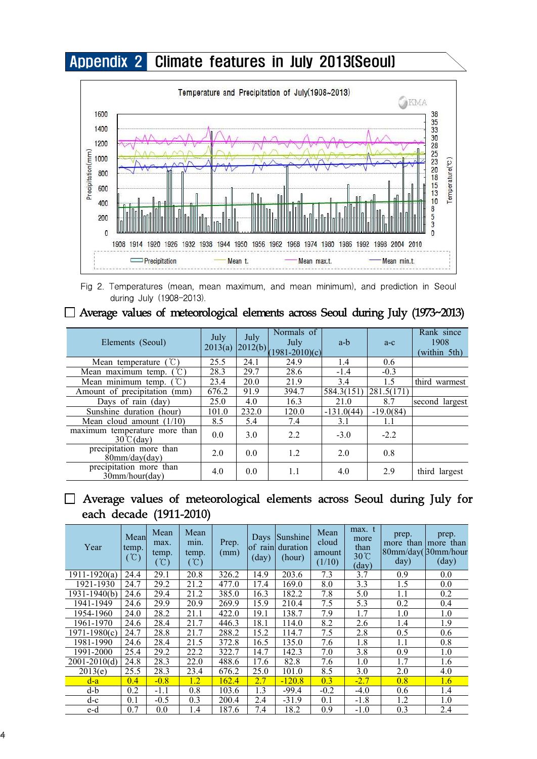# Appendix 2 Climate features in July 2013[Seoul]

Temperature and Precipitation of July(1908~2013)

KMA

Precipitation(mm)

1600
1400
1200
1000
800
600
400
200
0

Temperature(℃)

38
35
33
30
28
25
23
20
18
15
13
10
8
5
3
0

1908 1914 1920 1926 1932 1938 1944 1950 1956 1962 1968 1974 1980 1986 1992 1998 2004 2010

Precipitation　Mean t.　Mean max.t.　Mean min.t.

Fig 2. Temperatures (mean, mean maximum, and mean minimum), and prediction in Seoul during July (1908~2013).

## ☐ Average values of meteorological elements across Seoul during July (1973~2013)

| Elements (Seoul) | July 2013(a) | July 2012(b) | Normals of July (1981-2010)(c) | a-b | a-c | Rank since 1908 (within 5th) |
|---|---|---|---|---|---|---|
| Mean temperature (℃) | 25.5 | 24.1 | 24.9 | 1.4 | 0.6 | |
| Mean maximum temp. (℃) | 28.3 | 29.7 | 28.6 | -1.4 | -0.3 | |
| Mean minimum temp. (℃) | 23.4 | 20.0 | 21.9 | 3.4 | 1.5 | third warmest |
| Amount of precipitation (mm) | 676.2 | 91.9 | 394.7 | 584.3(151) | 281.5(171) | |
| Days of rain (day) | 25.0 | 4.0 | 16.3 | 21.0 | 8.7 | second largest |
| Sunshine duration (hour) | 101.0 | 232.0 | 120.0 | -131.0(44) | -19.0(84) | |
| Mean cloud amount (1/10) | 8.5 | 5.4 | 7.4 | 3.1 | 1.1 | |
| maximum temperature more than 30℃(day) | 0.0 | 3.0 | 2.2 | -3.0 | -2.2 | |
| precipitation more than 80mm/day(day) | 2.0 | 0.0 | 1.2 | 2.0 | 0.8 | |
| precipitation more than 30mm/hour(day) | 4.0 | 0.0 | 1.1 | 4.0 | 2.9 | third largest |

## ☐ Average values of meteorological elements across Seoul during July for each decade (1911-2010)

| Year | Mean temp. (℃) | Mean max. temp. (℃) | Mean min. temp. (℃) | Prep. (mm) | Days of rain (day) | Sunshine duration (hour) | Mean cloud amount (1/10) | max. t more than 30℃ (day) | prep. more than 80mm/day(day) | prep. more than 30mm/hour (day) |
|---|---|---|---|---|---|---|---|---|---|---|
| 1911-1920(a) | 24.4 | 29.1 | 20.8 | 326.2 | 14.9 | 203.6 | 7.3 | 3.7 | 0.9 | 0.0 |
| 1921-1930 | 24.7 | 29.2 | 21.2 | 477.0 | 17.4 | 169.0 | 8.0 | 3.3 | 1.5 | 0.0 |
| 1931-1940(b) | 24.6 | 29.4 | 21.2 | 385.0 | 16.3 | 182.2 | 7.8 | 5.0 | 1.1 | 0.2 |
| 1941-1949 | 24.6 | 29.9 | 20.9 | 269.9 | 15.9 | 210.4 | 7.5 | 5.3 | 0.2 | 0.4 |
| 1954-1960 | 24.0 | 28.2 | 21.1 | 422.0 | 19.1 | 138.7 | 7.9 | 1.7 | 1.0 | 1.0 |
| 1961-1970 | 24.6 | 28.4 | 21.7 | 446.3 | 18.1 | 114.0 | 8.2 | 2.6 | 1.4 | 1.9 |
| 1971-1980(c) | 24.7 | 28.8 | 21.7 | 288.2 | 15.2 | 114.7 | 7.5 | 2.8 | 0.5 | 0.6 |
| 1981-1990 | 24.6 | 28.4 | 21.5 | 372.8 | 16.5 | 135.0 | 7.6 | 1.8 | 1.1 | 0.8 |
| 1991-2000 | 25.4 | 29.2 | 22.2 | 322.7 | 14.7 | 142.3 | 7.0 | 3.8 | 0.9 | 1.0 |
| 2001-2010(d) | 24.8 | 28.3 | 22.0 | 488.6 | 17.6 | 82.8 | 7.6 | 1.0 | 1.7 | 1.6 |
| 2013(e) | 25.5 | 28.3 | 23.4 | 676.2 | 25.0 | 101.0 | 8.5 | 3.0 | 2.0 | 4.0 |
| d-a | 0.4 | -0.8 | 1.2 | 162.4 | 2.7 | -120.8 | 0.3 | -2.7 | 0.8 | 1.6 |
| d-b | 0.2 | -1.1 | 0.8 | 103.6 | 1.3 | -99.4 | -0.2 | -4.0 | 0.6 | 1.4 |
| d-c | 0.1 | -0.5 | 0.3 | 200.4 | 2.4 | -31.9 | 0.1 | -1.8 | 1.2 | 1.0 |
| e-d | 0.7 | 0.0 | 1.4 | 187.6 | 7.4 | 18.2 | 0.9 | -1.0 | 0.3 | 2.4 |